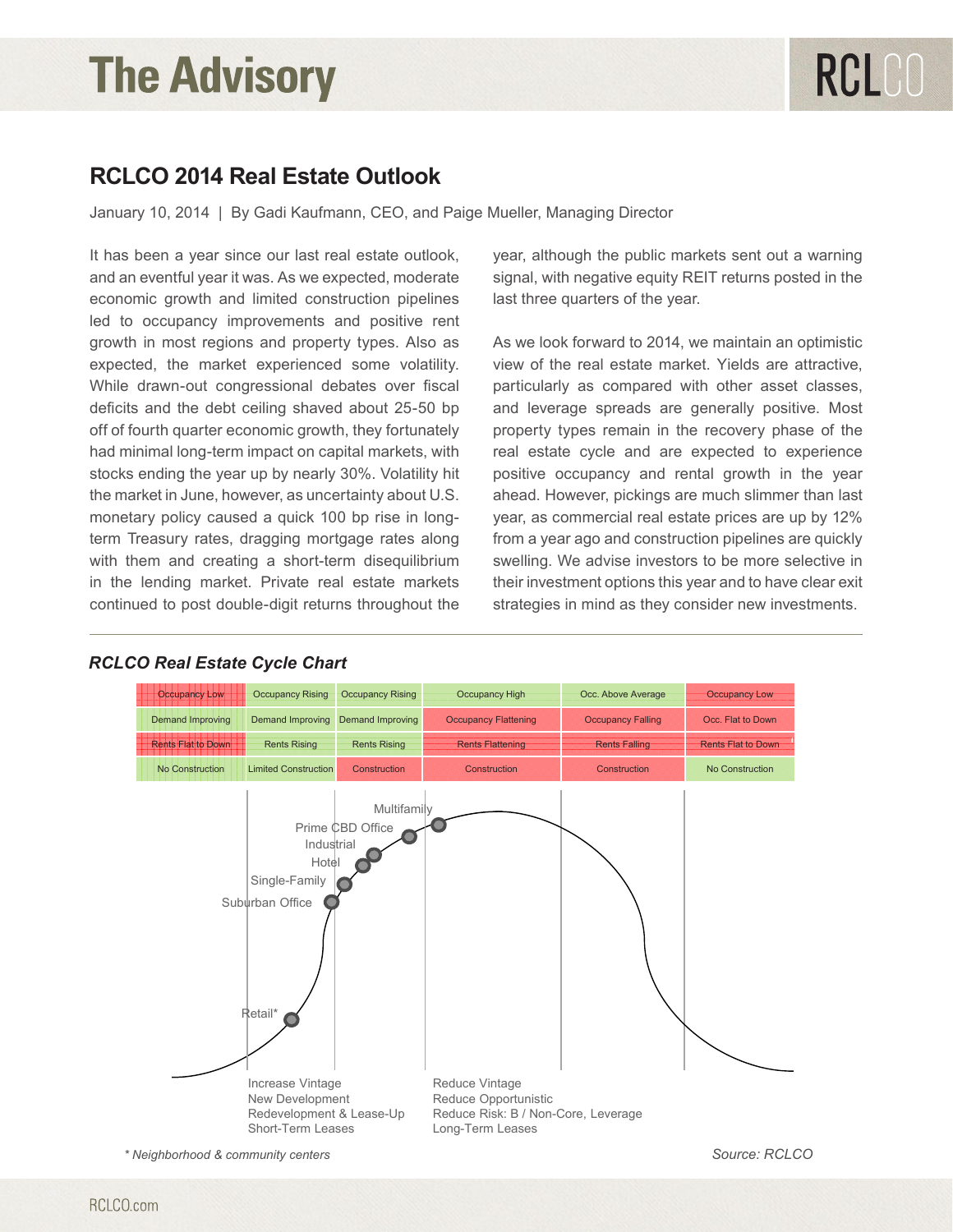# The Advisory

## RCLCO 2014 Real Estate Outlook

January 10, 2014 | By Gadi Kaufmann, CEO, and Paige Mueller, Managing Director

It has been a year since our last real estate outlook, and an eventful year it was. As we expected, moderate economic growth and limited construction pipelines led to occupancy improvements and positive rent growth in most regions and property types. Also as expected, the market experienced some volatility. While drawn-out congressional debates over fiscal deficits and the debt ceiling shaved about 25-50 bp off of fourth quarter economic growth, they fortunately had minimal long-term impact on capital markets, with stocks ending the year up by nearly 30%. Volatility hit the market in June, however, as uncertainty about U.S. monetary policy caused a quick 100 bp rise in long-term Treasury rates, dragging mortgage rates along with them and creating a short-term disequilibrium in the lending market. Private real estate markets continued to post double-digit returns throughout the year, although the public markets sent out a warning signal, with negative equity REIT returns posted in the last three quarters of the year.

As we look forward to 2014, we maintain an optimistic view of the real estate market. Yields are attractive, particularly as compared with other asset classes, and leverage spreads are generally positive. Most property types remain in the recovery phase of the real estate cycle and are expected to experience positive occupancy and rental growth in the year ahead. However, pickings are much slimmer than last year, as commercial real estate prices are up by 12% from a year ago and construction pipelines are quickly swelling. We advise investors to be more selective in their investment options this year and to have clear exit strategies in mind as they consider new investments.

### *RCLCO Real Estate Cycle Chart*

| | | | | | |
|---|---|---|---|---|---|
| Occupancy Low | Occupancy Rising | Occupancy Rising | Occupancy High | Occ. Above Average | Occupancy Low |
| Demand Improving | Demand Improving | Demand Improving | Occupancy Flattening | Occupancy Falling | Occ. Flat to Down |
| Rents Flat to Down | Rents Rising | Rents Rising | Rents Flattening | Rents Falling | Rents Flat to Down |
| No Construction | Limited Construction | Construction | Construction | Construction | No Construction |

Property types positioned on the cycle curve (from lowest to highest): Retail*, Suburban Office, Single-Family, Hotel, Industrial, Prime CBD Office, Multifamily

Increase Vintage
New Development
Redevelopment & Lease-Up
Short-Term Leases

Reduce Vintage
Reduce Opportunistic
Reduce Risk: B / Non-Core, Leverage
Long-Term Leases

*\* Neighborhood & community centers*

*Source: RCLCO*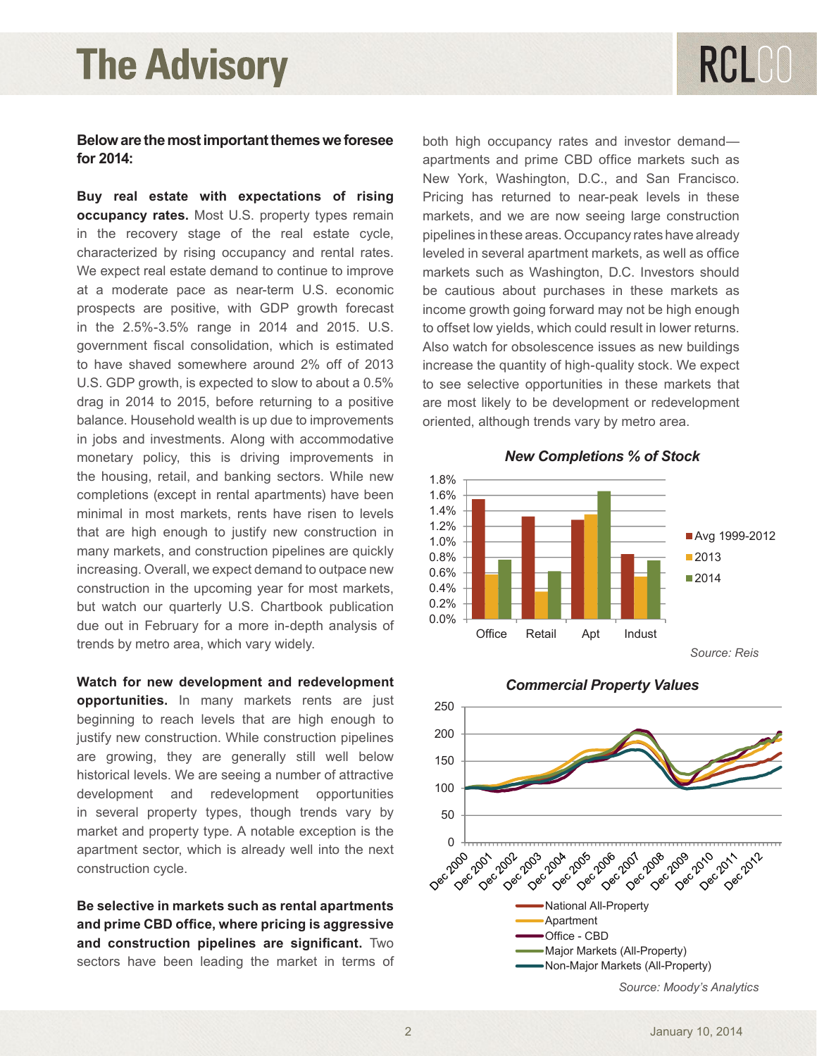**Below are the most important themes we foresee for 2014:**

**Buy real estate with expectations of rising occupancy rates.** Most U.S. property types remain in the recovery stage of the real estate cycle, characterized by rising occupancy and rental rates. We expect real estate demand to continue to improve at a moderate pace as near-term U.S. economic prospects are positive, with GDP growth forecast in the 2.5%-3.5% range in 2014 and 2015. U.S. government fiscal consolidation, which is estimated to have shaved somewhere around 2% off of 2013 U.S. GDP growth, is expected to slow to about a 0.5% drag in 2014 to 2015, before returning to a positive balance. Household wealth is up due to improvements in jobs and investments. Along with accommodative monetary policy, this is driving improvements in the housing, retail, and banking sectors. While new completions (except in rental apartments) have been minimal in most markets, rents have risen to levels that are high enough to justify new construction in many markets, and construction pipelines are quickly increasing. Overall, we expect demand to outpace new construction in the upcoming year for most markets, but watch our quarterly U.S. Chartbook publication due out in February for a more in-depth analysis of trends by metro area, which vary widely.

**Watch for new development and redevelopment opportunities.** In many markets rents are just beginning to reach levels that are high enough to justify new construction. While construction pipelines are growing, they are generally still well below historical levels. We are seeing a number of attractive development and redevelopment opportunities in several property types, though trends vary by market and property type. A notable exception is the apartment sector, which is already well into the next construction cycle.

**Be selective in markets such as rental apartments and prime CBD office, where pricing is aggressive and construction pipelines are significant.** Two sectors have been leading the market in terms of both high occupancy rates and investor demand—apartments and prime CBD office markets such as New York, Washington, D.C., and San Francisco. Pricing has returned to near-peak levels in these markets, and we are now seeing large construction pipelines in these areas. Occupancy rates have already leveled in several apartment markets, as well as office markets such as Washington, D.C. Investors should be cautious about purchases in these markets as income growth going forward may not be high enough to offset low yields, which could result in lower returns. Also watch for obsolescence issues as new buildings increase the quantity of high-quality stock. We expect to see selective opportunities in these markets that are most likely to be development or redevelopment oriented, although trends vary by metro area.

***New Completions % of Stock***

| | Avg 1999-2012 | 2013 | 2014 |
|---|---|---|---|
| Office | ~1.55% | ~0.58% | ~0.77% |
| Retail | ~1.33% | ~0.36% | ~0.62% |
| Apt | ~1.28% | ~1.35% | ~1.65% |
| Indust | ~0.84% | ~0.55% | ~0.76% |

*Source: Reis*

***Commercial Property Values***

(Index, Dec 2000 = 100; Dec 2000 – Dec 2012; series: National All-Property, Apartment, Office - CBD, Major Markets (All-Property), Non-Major Markets (All-Property))

*Source: Moody's Analytics*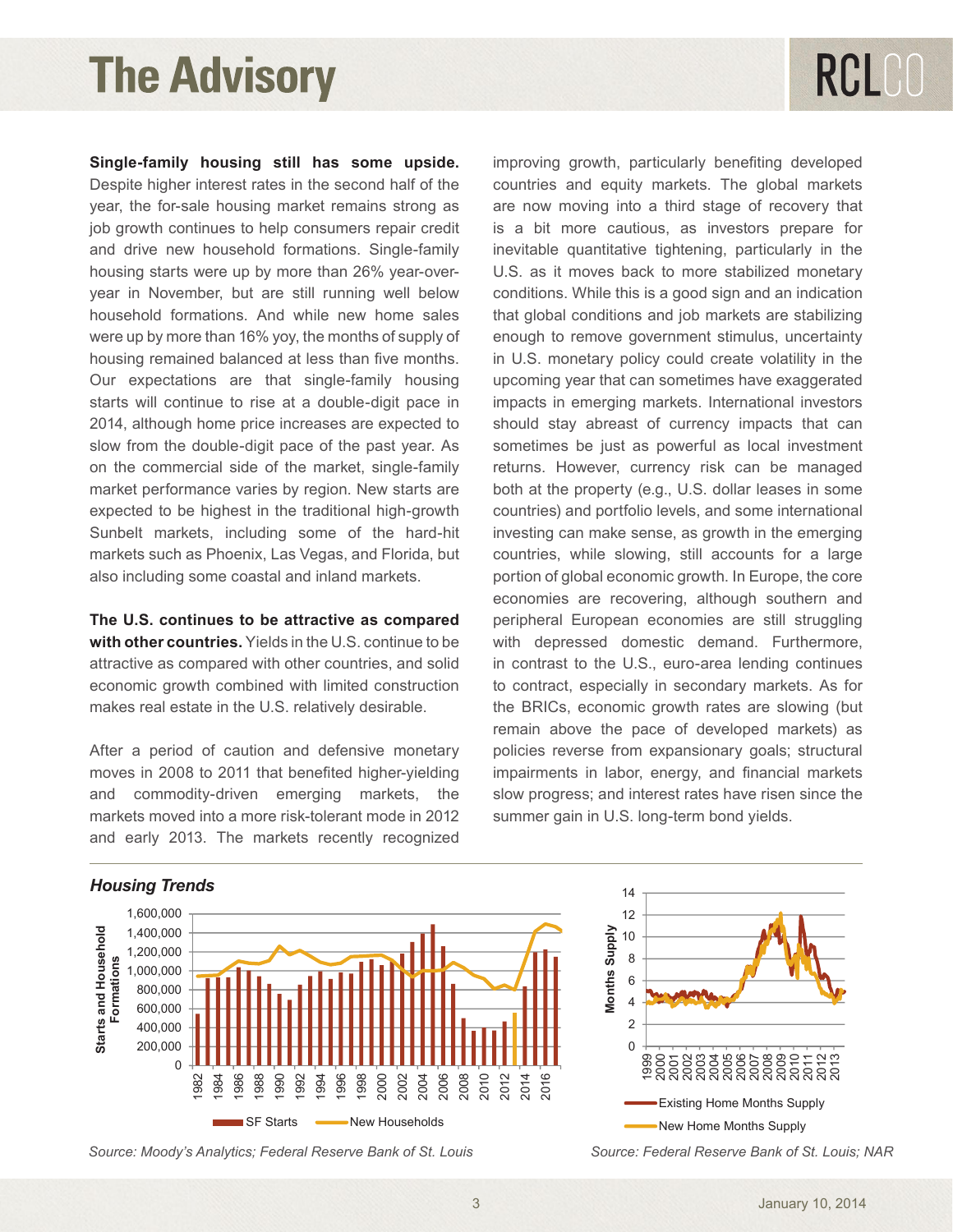**Single-family housing still has some upside.** Despite higher interest rates in the second half of the year, the for-sale housing market remains strong as job growth continues to help consumers repair credit and drive new household formations. Single-family housing starts were up by more than 26% year-over-year in November, but are still running well below household formations. And while new home sales were up by more than 16% yoy, the months of supply of housing remained balanced at less than five months. Our expectations are that single-family housing starts will continue to rise at a double-digit pace in 2014, although home price increases are expected to slow from the double-digit pace of the past year. As on the commercial side of the market, single-family market performance varies by region. New starts are expected to be highest in the traditional high-growth Sunbelt markets, including some of the hard-hit markets such as Phoenix, Las Vegas, and Florida, but also including some coastal and inland markets.

**The U.S. continues to be attractive as compared with other countries.** Yields in the U.S. continue to be attractive as compared with other countries, and solid economic growth combined with limited construction makes real estate in the U.S. relatively desirable.

After a period of caution and defensive monetary moves in 2008 to 2011 that benefited higher-yielding and commodity-driven emerging markets, the markets moved into a more risk-tolerant mode in 2012 and early 2013. The markets recently recognized improving growth, particularly benefiting developed countries and equity markets. The global markets are now moving into a third stage of recovery that is a bit more cautious, as investors prepare for inevitable quantitative tightening, particularly in the U.S. as it moves back to more stabilized monetary conditions. While this is a good sign and an indication that global conditions and job markets are stabilizing enough to remove government stimulus, uncertainty in U.S. monetary policy could create volatility in the upcoming year that can sometimes have exaggerated impacts in emerging markets. International investors should stay abreast of currency impacts that can sometimes be just as powerful as local investment returns. However, currency risk can be managed both at the property (e.g., U.S. dollar leases in some countries) and portfolio levels, and some international investing can make sense, as growth in the emerging countries, while slowing, still accounts for a large portion of global economic growth. In Europe, the core economies are recovering, although southern and peripheral European economies are still struggling with depressed domestic demand. Furthermore, in contrast to the U.S., euro-area lending continues to contract, especially in secondary markets. As for the BRICs, economic growth rates are slowing (but remain above the pace of developed markets) as policies reverse from expansionary goals; structural impairments in labor, energy, and financial markets slow progress; and interest rates have risen since the summer gain in U.S. long-term bond yields.

***Housing Trends***

*Source: Moody's Analytics; Federal Reserve Bank of St. Louis*

*Source: Federal Reserve Bank of St. Louis; NAR*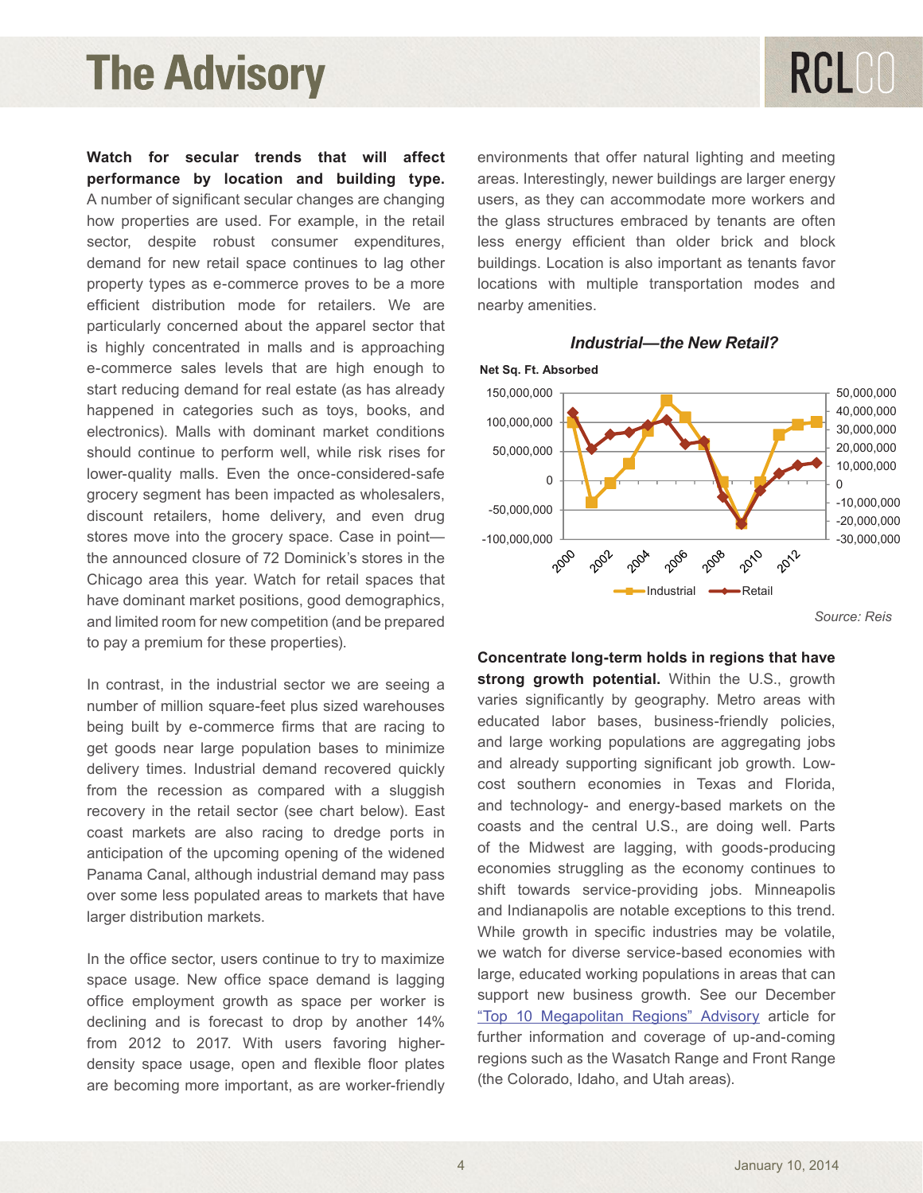**Watch for secular trends that will affect performance by location and building type.** A number of significant secular changes are changing how properties are used. For example, in the retail sector, despite robust consumer expenditures, demand for new retail space continues to lag other property types as e-commerce proves to be a more efficient distribution mode for retailers. We are particularly concerned about the apparel sector that is highly concentrated in malls and is approaching e-commerce sales levels that are high enough to start reducing demand for real estate (as has already happened in categories such as toys, books, and electronics). Malls with dominant market conditions should continue to perform well, while risk rises for lower-quality malls. Even the once-considered-safe grocery segment has been impacted as wholesalers, discount retailers, home delivery, and even drug stores move into the grocery space. Case in point—the announced closure of 72 Dominick's stores in the Chicago area this year. Watch for retail spaces that have dominant market positions, good demographics, and limited room for new competition (and be prepared to pay a premium for these properties).

In contrast, in the industrial sector we are seeing a number of million square-feet plus sized warehouses being built by e-commerce firms that are racing to get goods near large population bases to minimize delivery times. Industrial demand recovered quickly from the recession as compared with a sluggish recovery in the retail sector (see chart below). East coast markets are also racing to dredge ports in anticipation of the upcoming opening of the widened Panama Canal, although industrial demand may pass over some less populated areas to markets that have larger distribution markets.

In the office sector, users continue to try to maximize space usage. New office space demand is lagging office employment growth as space per worker is declining and is forecast to drop by another 14% from 2012 to 2017. With users favoring higher-density space usage, open and flexible floor plates are becoming more important, as are worker-friendly environments that offer natural lighting and meeting areas. Interestingly, newer buildings are larger energy users, as they can accommodate more workers and the glass structures embraced by tenants are often less energy efficient than older brick and block buildings. Location is also important as tenants favor locations with multiple transportation modes and nearby amenities.

***Industrial—the New Retail?***

**Net Sq. Ft. Absorbed**

Source: Reis

**Concentrate long-term holds in regions that have strong growth potential.** Within the U.S., growth varies significantly by geography. Metro areas with educated labor bases, business-friendly policies, and large working populations are aggregating jobs and already supporting significant job growth. Low-cost southern economies in Texas and Florida, and technology- and energy-based markets on the coasts and the central U.S., are doing well. Parts of the Midwest are lagging, with goods-producing economies struggling as the economy continues to shift towards service-providing jobs. Minneapolis and Indianapolis are notable exceptions to this trend. While growth in specific industries may be volatile, we watch for diverse service-based economies with large, educated working populations in areas that can support new business growth. See our December "Top 10 Megapolitan Regions" Advisory article for further information and coverage of up-and-coming regions such as the Wasatch Range and Front Range (the Colorado, Idaho, and Utah areas).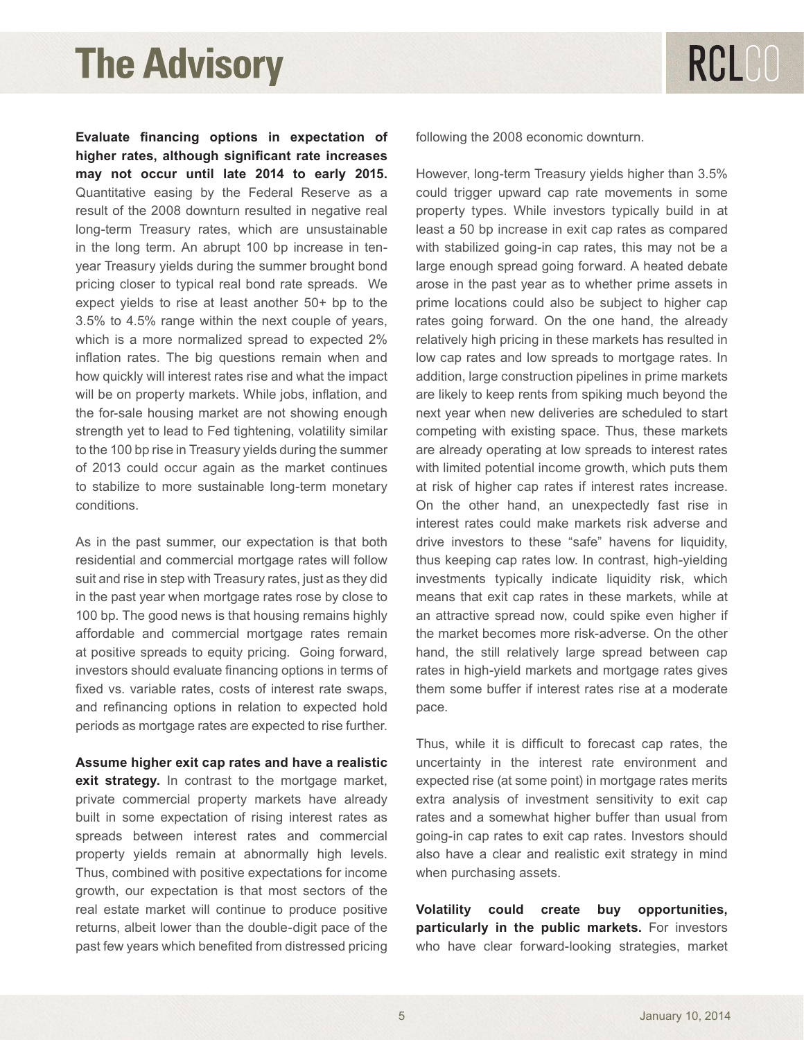**Evaluate financing options in expectation of higher rates, although significant rate increases may not occur until late 2014 to early 2015.** Quantitative easing by the Federal Reserve as a result of the 2008 downturn resulted in negative real long-term Treasury rates, which are unsustainable in the long term. An abrupt 100 bp increase in ten-year Treasury yields during the summer brought bond pricing closer to typical real bond rate spreads. We expect yields to rise at least another 50+ bp to the 3.5% to 4.5% range within the next couple of years, which is a more normalized spread to expected 2% inflation rates. The big questions remain when and how quickly will interest rates rise and what the impact will be on property markets. While jobs, inflation, and the for-sale housing market are not showing enough strength yet to lead to Fed tightening, volatility similar to the 100 bp rise in Treasury yields during the summer of 2013 could occur again as the market continues to stabilize to more sustainable long-term monetary conditions.

As in the past summer, our expectation is that both residential and commercial mortgage rates will follow suit and rise in step with Treasury rates, just as they did in the past year when mortgage rates rose by close to 100 bp. The good news is that housing remains highly affordable and commercial mortgage rates remain at positive spreads to equity pricing. Going forward, investors should evaluate financing options in terms of fixed vs. variable rates, costs of interest rate swaps, and refinancing options in relation to expected hold periods as mortgage rates are expected to rise further.

**Assume higher exit cap rates and have a realistic exit strategy.** In contrast to the mortgage market, private commercial property markets have already built in some expectation of rising interest rates as spreads between interest rates and commercial property yields remain at abnormally high levels. Thus, combined with positive expectations for income growth, our expectation is that most sectors of the real estate market will continue to produce positive returns, albeit lower than the double-digit pace of the past few years which benefited from distressed pricing following the 2008 economic downturn.

However, long-term Treasury yields higher than 3.5% could trigger upward cap rate movements in some property types. While investors typically build in at least a 50 bp increase in exit cap rates as compared with stabilized going-in cap rates, this may not be a large enough spread going forward. A heated debate arose in the past year as to whether prime assets in prime locations could also be subject to higher cap rates going forward. On the one hand, the already relatively high pricing in these markets has resulted in low cap rates and low spreads to mortgage rates. In addition, large construction pipelines in prime markets are likely to keep rents from spiking much beyond the next year when new deliveries are scheduled to start competing with existing space. Thus, these markets are already operating at low spreads to interest rates with limited potential income growth, which puts them at risk of higher cap rates if interest rates increase. On the other hand, an unexpectedly fast rise in interest rates could make markets risk adverse and drive investors to these "safe" havens for liquidity, thus keeping cap rates low. In contrast, high-yielding investments typically indicate liquidity risk, which means that exit cap rates in these markets, while at an attractive spread now, could spike even higher if the market becomes more risk-adverse. On the other hand, the still relatively large spread between cap rates in high-yield markets and mortgage rates gives them some buffer if interest rates rise at a moderate pace.

Thus, while it is difficult to forecast cap rates, the uncertainty in the interest rate environment and expected rise (at some point) in mortgage rates merits extra analysis of investment sensitivity to exit cap rates and a somewhat higher buffer than usual from going-in cap rates to exit cap rates. Investors should also have a clear and realistic exit strategy in mind when purchasing assets.

**Volatility could create buy opportunities, particularly in the public markets.** For investors who have clear forward-looking strategies, market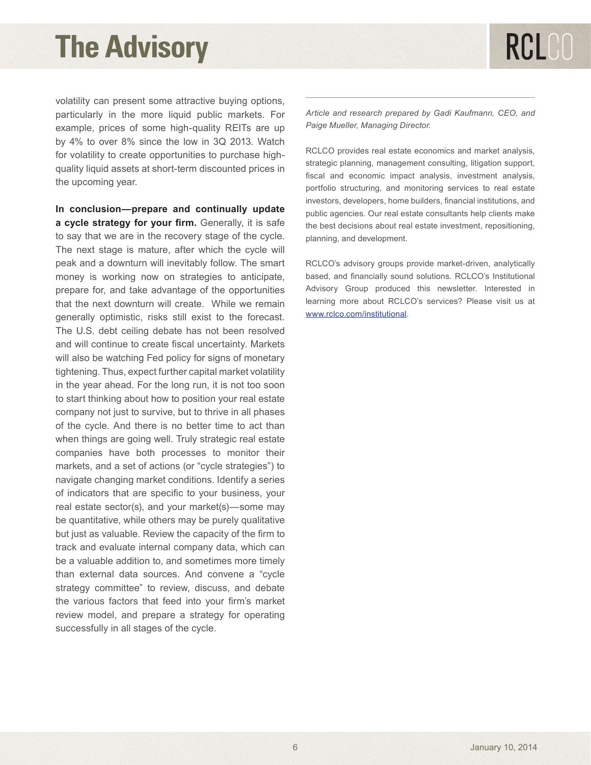volatility can present some attractive buying options, particularly in the more liquid public markets. For example, prices of some high-quality REITs are up by 4% to over 8% since the low in 3Q 2013. Watch for volatility to create opportunities to purchase high-quality liquid assets at short-term discounted prices in the upcoming year.

**In conclusion—prepare and continually update a cycle strategy for your firm.** Generally, it is safe to say that we are in the recovery stage of the cycle. The next stage is mature, after which the cycle will peak and a downturn will inevitably follow. The smart money is working now on strategies to anticipate, prepare for, and take advantage of the opportunities that the next downturn will create. While we remain generally optimistic, risks still exist to the forecast. The U.S. debt ceiling debate has not been resolved and will continue to create fiscal uncertainty. Markets will also be watching Fed policy for signs of monetary tightening. Thus, expect further capital market volatility in the year ahead. For the long run, it is not too soon to start thinking about how to position your real estate company not just to survive, but to thrive in all phases of the cycle. And there is no better time to act than when things are going well. Truly strategic real estate companies have both processes to monitor their markets, and a set of actions (or "cycle strategies") to navigate changing market conditions. Identify a series of indicators that are specific to your business, your real estate sector(s), and your market(s)—some may be quantitative, while others may be purely qualitative but just as valuable. Review the capacity of the firm to track and evaluate internal company data, which can be a valuable addition to, and sometimes more timely than external data sources. And convene a "cycle strategy committee" to review, discuss, and debate the various factors that feed into your firm's market review model, and prepare a strategy for operating successfully in all stages of the cycle.

---

*Article and research prepared by Gadi Kaufmann, CEO, and Paige Mueller, Managing Director.*

RCLCO provides real estate economics and market analysis, strategic planning, management consulting, litigation support, fiscal and economic impact analysis, investment analysis, portfolio structuring, and monitoring services to real estate investors, developers, home builders, financial institutions, and public agencies. Our real estate consultants help clients make the best decisions about real estate investment, repositioning, planning, and development.

RCLCO's advisory groups provide market-driven, analytically based, and financially sound solutions. RCLCO's Institutional Advisory Group produced this newsletter. Interested in learning more about RCLCO's services? Please visit us at [www.rclco.com/institutional](www.rclco.com/institutional).